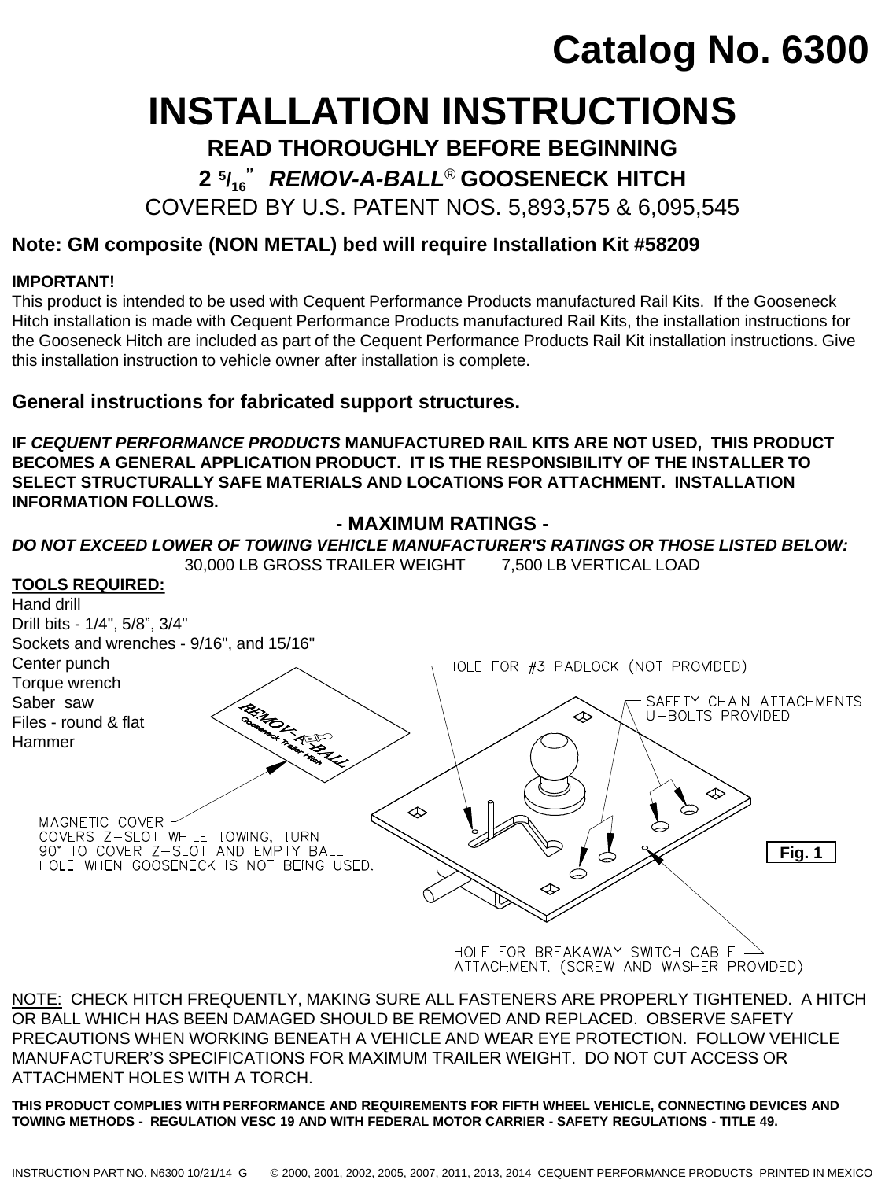# Catalog No. 6300

# INSTALLATION INSTRUCTIONS

## READ THOROUGHLY BEFORE BEGINNING

## 2 5/16" *REMOV-A-BALL®* GOOSENECK HITCH

COVERED BY U.S. PATENT NOS. 5,893,575 & 6,095,545

**Note: GM composite (NON METAL) bed will require Installation Kit #58209**

**IMPORTANT!**
This product is intended to be used with Cequent Performance Products manufactured Rail Kits. If the Gooseneck Hitch installation is made with Cequent Performance Products manufactured Rail Kits, the installation instructions for the Gooseneck Hitch are included as part of the Cequent Performance Products Rail Kit installation instructions. Give this installation instruction to vehicle owner after installation is complete.

### General instructions for fabricated support structures.

**IF *CEQUENT PERFORMANCE PRODUCTS* MANUFACTURED RAIL KITS ARE NOT USED, THIS PRODUCT BECOMES A GENERAL APPLICATION PRODUCT. IT IS THE RESPONSIBILITY OF THE INSTALLER TO SELECT STRUCTURALLY SAFE MATERIALS AND LOCATIONS FOR ATTACHMENT. INSTALLATION INFORMATION FOLLOWS.**

**- MAXIMUM RATINGS -**

***DO NOT EXCEED LOWER OF TOWING VEHICLE MANUFACTURER'S RATINGS OR THOSE LISTED BELOW:***

30,000 LB GROSS TRAILER WEIGHT     7,500 LB VERTICAL LOAD

**TOOLS REQUIRED:**

Hand drill
Drill bits - 1/4", 5/8", 3/4"
Sockets and wrenches - 9/16", and 15/16"
Center punch
Torque wrench
Saber saw
Files - round & flat
Hammer

HOLE FOR #3 PADLOCK (NOT PROVIDED)

SAFETY CHAIN ATTACHMENTS U-BOLTS PROVIDED

MAGNETIC COVER
COVERS Z-SLOT WHILE TOWING, TURN 90° TO COVER Z-SLOT AND EMPTY BALL HOLE WHEN GOOSENECK IS NOT BEING USED.

HOLE FOR BREAKAWAY SWITCH CABLE ATTACHMENT. (SCREW AND WASHER PROVIDED)

Fig. 1

NOTE: CHECK HITCH FREQUENTLY, MAKING SURE ALL FASTENERS ARE PROPERLY TIGHTENED. A HITCH OR BALL WHICH HAS BEEN DAMAGED SHOULD BE REMOVED AND REPLACED. OBSERVE SAFETY PRECAUTIONS WHEN WORKING BENEATH A VEHICLE AND WEAR EYE PROTECTION. FOLLOW VEHICLE MANUFACTURER'S SPECIFICATIONS FOR MAXIMUM TRAILER WEIGHT. DO NOT CUT ACCESS OR ATTACHMENT HOLES WITH A TORCH.

**THIS PRODUCT COMPLIES WITH PERFORMANCE AND REQUIREMENTS FOR FIFTH WHEEL VEHICLE, CONNECTING DEVICES AND TOWING METHODS - REGULATION VESC 19 AND WITH FEDERAL MOTOR CARRIER - SAFETY REGULATIONS - TITLE 49.**

INSTRUCTION PART NO. N6300 10/21/14 G     © 2000, 2001, 2002, 2005, 2007, 2011, 2013, 2014 CEQUENT PERFORMANCE PRODUCTS PRINTED IN MEXICO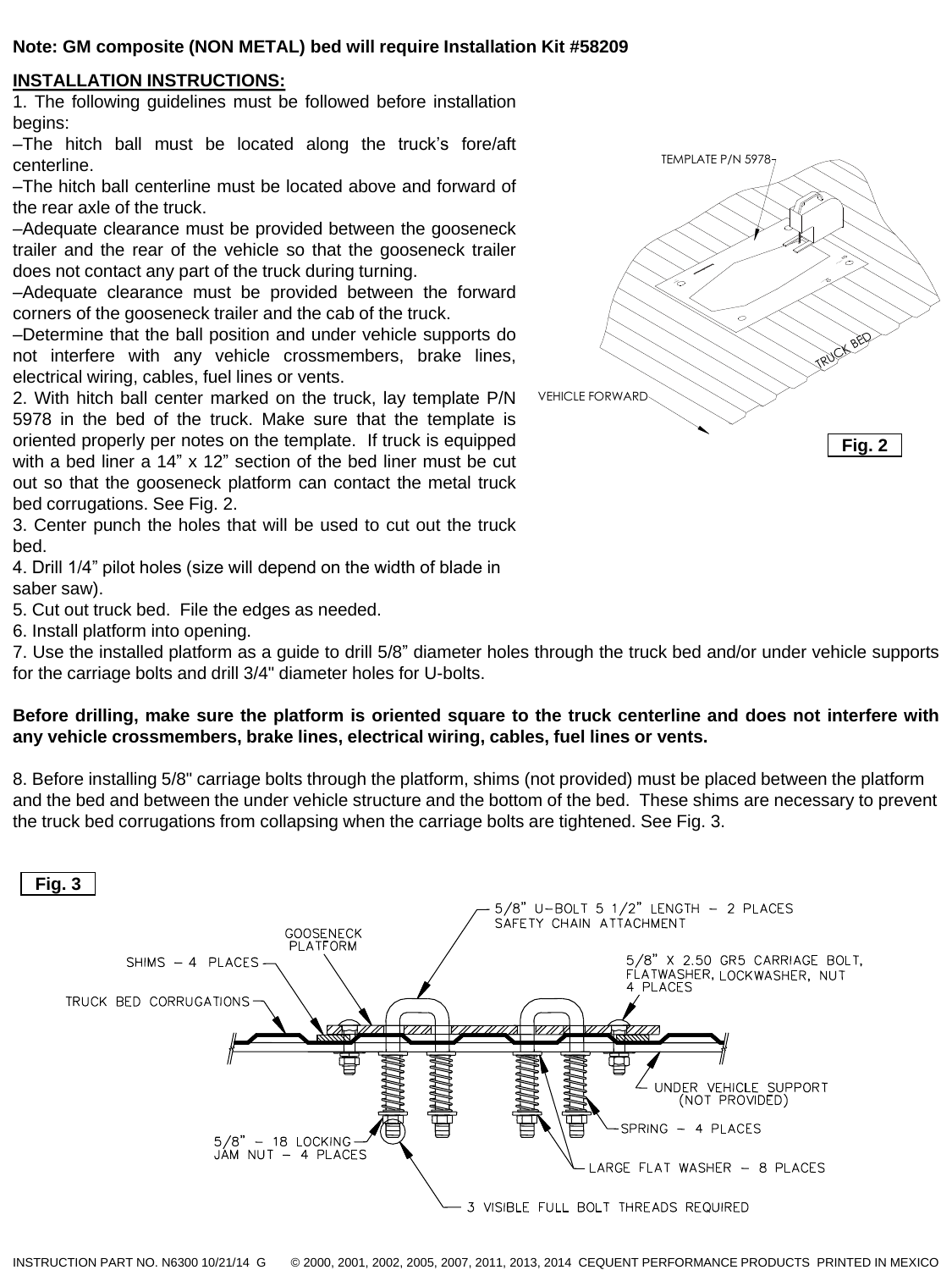**Note: GM composite (NON METAL) bed will require Installation Kit #58209**

**INSTALLATION INSTRUCTIONS:**

1. The following guidelines must be followed before installation begins:

–The hitch ball must be located along the truck's fore/aft centerline.

–The hitch ball centerline must be located above and forward of the rear axle of the truck.

–Adequate clearance must be provided between the gooseneck trailer and the rear of the vehicle so that the gooseneck trailer does not contact any part of the truck during turning.

–Adequate clearance must be provided between the forward corners of the gooseneck trailer and the cab of the truck.

–Determine that the ball position and under vehicle supports do not interfere with any vehicle crossmembers, brake lines, electrical wiring, cables, fuel lines or vents.

2. With hitch ball center marked on the truck, lay template P/N 5978 in the bed of the truck. Make sure that the template is oriented properly per notes on the template. If truck is equipped with a bed liner a 14" x 12" section of the bed liner must be cut out so that the gooseneck platform can contact the metal truck bed corrugations. See Fig. 2.

3. Center punch the holes that will be used to cut out the truck bed.

4. Drill 1/4" pilot holes (size will depend on the width of blade in saber saw).

5. Cut out truck bed. File the edges as needed.

6. Install platform into opening.

7. Use the installed platform as a guide to drill 5/8" diameter holes through the truck bed and/or under vehicle supports for the carriage bolts and drill 3/4" diameter holes for U-bolts.

TEMPLATE P/N 5978

TRUCK BED

VEHICLE FORWARD

**Fig. 2**

**Before drilling, make sure the platform is oriented square to the truck centerline and does not interfere with any vehicle crossmembers, brake lines, electrical wiring, cables, fuel lines or vents.**

8. Before installing 5/8" carriage bolts through the platform, shims (not provided) must be placed between the platform and the bed and between the under vehicle structure and the bottom of the bed. These shims are necessary to prevent the truck bed corrugations from collapsing when the carriage bolts are tightened. See Fig. 3.

**Fig. 3**

5/8" U-BOLT 5 1/2" LENGTH – 2 PLACES
SAFETY CHAIN ATTACHMENT

GOOSENECK PLATFORM

SHIMS – 4 PLACES

TRUCK BED CORRUGATIONS

5/8" X 2.50 GR5 CARRIAGE BOLT, FLATWASHER, LOCKWASHER, NUT
4 PLACES

UNDER VEHICLE SUPPORT (NOT PROVIDED)

SPRING – 4 PLACES

5/8" – 18 LOCKING JAM NUT – 4 PLACES

LARGE FLAT WASHER – 8 PLACES

3 VISIBLE FULL BOLT THREADS REQUIRED

INSTRUCTION PART NO. N6300 10/21/14 G © 2000, 2001, 2002, 2005, 2007, 2011, 2013, 2014 CEQUENT PERFORMANCE PRODUCTS PRINTED IN MEXICO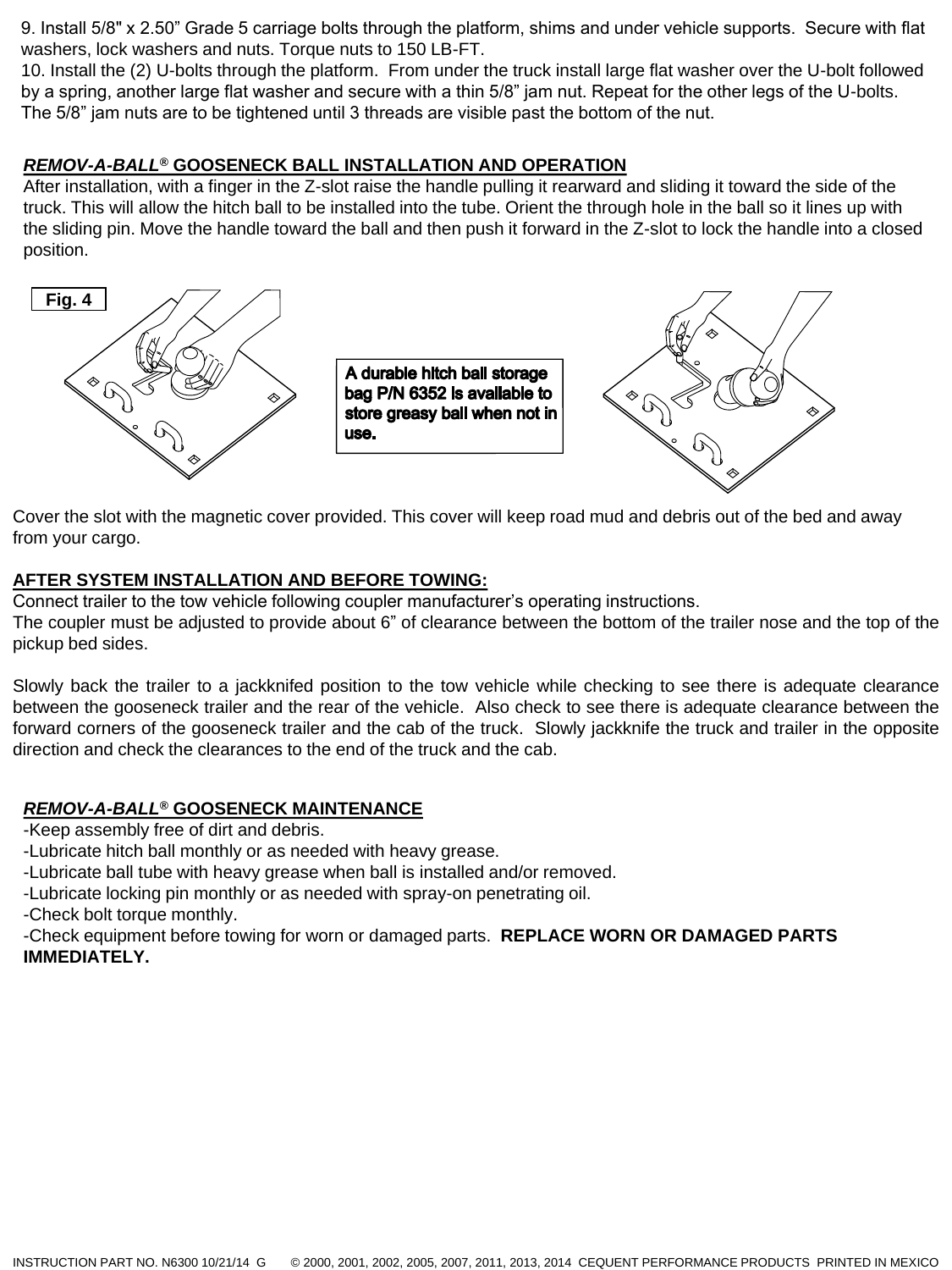9. Install 5/8" x 2.50" Grade 5 carriage bolts through the platform, shims and under vehicle supports. Secure with flat washers, lock washers and nuts. Torque nuts to 150 LB-FT.

10. Install the (2) U-bolts through the platform. From under the truck install large flat washer over the U-bolt followed by a spring, another large flat washer and secure with a thin 5/8" jam nut. Repeat for the other legs of the U-bolts. The 5/8" jam nuts are to be tightened until 3 threads are visible past the bottom of the nut.

## ***REMOV-A-BALL®*** GOOSENECK BALL INSTALLATION AND OPERATION

After installation, with a finger in the Z-slot raise the handle pulling it rearward and sliding it toward the side of the truck. This will allow the hitch ball to be installed into the tube. Orient the through hole in the ball so it lines up with the sliding pin. Move the handle toward the ball and then push it forward in the Z-slot to lock the handle into a closed position.

**Fig. 4**

**A durable hitch ball storage bag P/N 6352 is available to store greasy ball when not in use.**

Cover the slot with the magnetic cover provided. This cover will keep road mud and debris out of the bed and away from your cargo.

## AFTER SYSTEM INSTALLATION AND BEFORE TOWING:

Connect trailer to the tow vehicle following coupler manufacturer's operating instructions.
The coupler must be adjusted to provide about 6" of clearance between the bottom of the trailer nose and the top of the pickup bed sides.

Slowly back the trailer to a jackknifed position to the tow vehicle while checking to see there is adequate clearance between the gooseneck trailer and the rear of the vehicle. Also check to see there is adequate clearance between the forward corners of the gooseneck trailer and the cab of the truck. Slowly jackknife the truck and trailer in the opposite direction and check the clearances to the end of the truck and the cab.

## ***REMOV-A-BALL®*** GOOSENECK MAINTENANCE

- Keep assembly free of dirt and debris.
- Lubricate hitch ball monthly or as needed with heavy grease.
- Lubricate ball tube with heavy grease when ball is installed and/or removed.
- Lubricate locking pin monthly or as needed with spray-on penetrating oil.
- Check bolt torque monthly.
- Check equipment before towing for worn or damaged parts. **REPLACE WORN OR DAMAGED PARTS IMMEDIATELY.**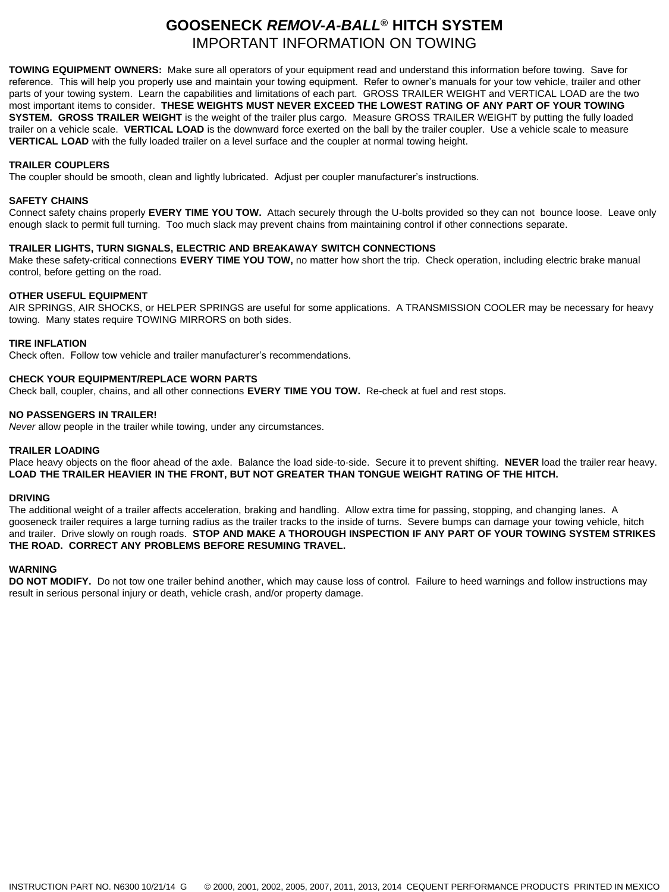# GOOSENECK *REMOV-A-BALL®* HITCH SYSTEM

## IMPORTANT INFORMATION ON TOWING

**TOWING EQUIPMENT OWNERS:** Make sure all operators of your equipment read and understand this information before towing. Save for reference. This will help you properly use and maintain your towing equipment. Refer to owner's manuals for your tow vehicle, trailer and other parts of your towing system. Learn the capabilities and limitations of each part. GROSS TRAILER WEIGHT and VERTICAL LOAD are the two most important items to consider. **THESE WEIGHTS MUST NEVER EXCEED THE LOWEST RATING OF ANY PART OF YOUR TOWING SYSTEM. GROSS TRAILER WEIGHT** is the weight of the trailer plus cargo. Measure GROSS TRAILER WEIGHT by putting the fully loaded trailer on a vehicle scale. **VERTICAL LOAD** is the downward force exerted on the ball by the trailer coupler. Use a vehicle scale to measure **VERTICAL LOAD** with the fully loaded trailer on a level surface and the coupler at normal towing height.

**TRAILER COUPLERS**
The coupler should be smooth, clean and lightly lubricated. Adjust per coupler manufacturer's instructions.

**SAFETY CHAINS**
Connect safety chains properly **EVERY TIME YOU TOW.** Attach securely through the U-bolts provided so they can not bounce loose. Leave only enough slack to permit full turning. Too much slack may prevent chains from maintaining control if other connections separate.

**TRAILER LIGHTS, TURN SIGNALS, ELECTRIC AND BREAKAWAY SWITCH CONNECTIONS**
Make these safety-critical connections **EVERY TIME YOU TOW,** no matter how short the trip. Check operation, including electric brake manual control, before getting on the road.

**OTHER USEFUL EQUIPMENT**
AIR SPRINGS, AIR SHOCKS, or HELPER SPRINGS are useful for some applications. A TRANSMISSION COOLER may be necessary for heavy towing. Many states require TOWING MIRRORS on both sides.

**TIRE INFLATION**
Check often. Follow tow vehicle and trailer manufacturer's recommendations.

**CHECK YOUR EQUIPMENT/REPLACE WORN PARTS**
Check ball, coupler, chains, and all other connections **EVERY TIME YOU TOW.** Re-check at fuel and rest stops.

**NO PASSENGERS IN TRAILER!**
*Never* allow people in the trailer while towing, under any circumstances.

**TRAILER LOADING**
Place heavy objects on the floor ahead of the axle. Balance the load side-to-side. Secure it to prevent shifting. **NEVER** load the trailer rear heavy. **LOAD THE TRAILER HEAVIER IN THE FRONT, BUT NOT GREATER THAN TONGUE WEIGHT RATING OF THE HITCH.**

**DRIVING**
The additional weight of a trailer affects acceleration, braking and handling. Allow extra time for passing, stopping, and changing lanes. A gooseneck trailer requires a large turning radius as the trailer tracks to the inside of turns. Severe bumps can damage your towing vehicle, hitch and trailer. Drive slowly on rough roads. **STOP AND MAKE A THOROUGH INSPECTION IF ANY PART OF YOUR TOWING SYSTEM STRIKES THE ROAD. CORRECT ANY PROBLEMS BEFORE RESUMING TRAVEL.**

**WARNING**
**DO NOT MODIFY.** Do not tow one trailer behind another, which may cause loss of control. Failure to heed warnings and follow instructions may result in serious personal injury or death, vehicle crash, and/or property damage.

INSTRUCTION PART NO. N6300 10/21/14 G © 2000, 2001, 2002, 2005, 2007, 2011, 2013, 2014 CEQUENT PERFORMANCE PRODUCTS PRINTED IN MEXICO